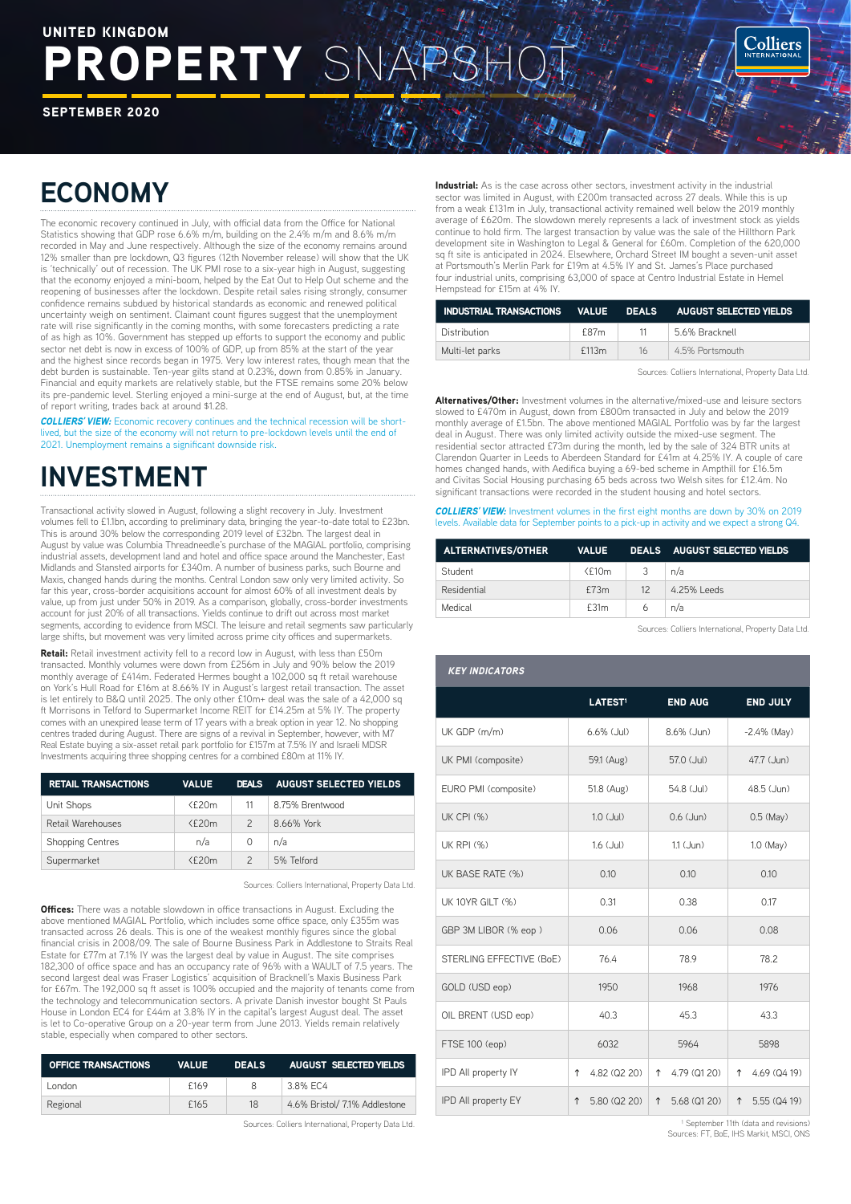UNITED KINGDOM

# PROPERTY SNAPSHOT

SEPTEMBER 2020

## ECONOMY

The economic recovery continued in July, with official data from the Office for National Statistics showing that GDP rose 6.6% m/m, building on the 2.4% m/m and 8.6% m/m recorded in May and June respectively. Although the size of the economy remains around 12% smaller than pre lockdown, Q3 figures (12th November release) will show that the UK is 'technically' out of recession. The UK PMI rose to a six-year high in August, suggesting that the economy enjoyed a mini-boom, helped by the Eat Out to Help Out scheme and the reopening of businesses after the lockdown. Despite retail sales rising strongly, consumer confidence remains subdued by historical standards as economic and renewed political uncertainty weigh on sentiment. Claimant count figures suggest that the unemployment rate will rise significantly in the coming months, with some forecasters predicting a rate of as high as 10%. Government has stepped up efforts to support the economy and public sector net debt is now in excess of 100% of GDP, up from 85% at the start of the year and the highest since records began in 1975. Very low interest rates, though mean that the debt burden is sustainable. Ten-year gilts stand at 0.23%, down from 0.85% in January. Financial and equity markets are relatively stable, but the FTSE remains some 20% below its pre-pandemic level. Sterling enjoyed a mini-surge at the end of August, but, at the time of report writing, trades back at around $1.28.

***COLLIERS' VIEW:*** Economic recovery continues and the technical recession will be short-lived, but the size of the economy will not return to pre-lockdown levels until the end of 2021. Unemployment remains a significant downside risk.

## INVESTMENT

Transactional activity slowed in August, following a slight recovery in July. Investment volumes fell to £1.1bn, according to preliminary data, bringing the year-to-date total to £23bn. This is around 30% below the corresponding 2019 level of £32bn. The largest deal in August by value was Columbia Threadneedle's purchase of the MAGIAL portfolio, comprising industrial assets, development land and hotel and office space around the Manchester, East Midlands and Stansted airports for £340m. A number of business parks, such Bourne and Maxis, changed hands during the months. Central London saw only very limited activity. So far this year, cross-border acquisitions account for almost 60% of all investment deals by value, up from just under 50% in 2019. As a comparison, globally, cross-border investments account for just 20% of all transactions. Yields continue to drift out across most market segments, according to evidence from MSCI. The leisure and retail segments saw particularly large shifts, but movement was very limited across prime city offices and supermarkets.

**Retail:** Retail investment activity fell to a record low in August, with less than £50m transacted. Monthly volumes were down from £256m in July and 90% below the 2019 monthly average of £414m. Federated Hermes bought a 102,000 sq ft retail warehouse on York's Hull Road for £16m at 8.66% IY in August's largest retail transaction. The asset is let entirely to B&Q until 2025. The only other £10m+ deal was the sale of a 42,000 sq ft Morrisons in Telford to Supermarket Income REIT for £14.25m at 5% IY. The property comes with an unexpired lease term of 17 years with a break option in year 12. No shopping centres traded during August. There are signs of a revival in September, however, with M7 Real Estate buying a six-asset retail park portfolio for £157m at 7.5% IY and Israeli MDSR Investments acquiring three shopping centres for a combined £80m at 11% IY.

| RETAIL TRANSACTIONS | VALUE | DEALS | AUGUST SELECTED YIELDS |
|---|---|---|---|
| Unit Shops | <£20m | 11 | 8.75% Brentwood |
| Retail Warehouses | <£20m | 2 | 8.66% York |
| Shopping Centres | n/a | 0 | n/a |
| Supermarket | <£20m | 2 | 5% Telford |

Sources: Colliers International, Property Data Ltd.

**Offices:** There was a notable slowdown in office transactions in August. Excluding the above mentioned MAGIAL Portfolio, which includes some office space, only £355m was transacted across 26 deals. This is one of the weakest monthly figures since the global financial crisis in 2008/09. The sale of Bourne Business Park in Addlestone to Straits Real Estate for £77m at 7.1% IY was the largest deal by value in August. The site comprises 182,300 of office space and has an occupancy rate of 96% with a WAULT of 7.5 years. The second largest deal was Fraser Logistics' acquisition of Bracknell's Maxis Business Park for £67m. The 192,000 sq ft asset is 100% occupied and the majority of tenants come from the technology and telecommunication sectors. A private Danish investor bought St Pauls House in London EC4 for £44m at 3.8% IY in the capital's largest August deal. The asset is let to Co-operative Group on a 20-year term from June 2013. Yields remain relatively stable, especially when compared to other sectors.

| OFFICE TRANSACTIONS | VALUE | DEALS | AUGUST SELECTED YIELDS |
|---|---|---|---|
| London | £169 | 8 | 3.8% EC4 |
| Regional | £165 | 18 | 4.6% Bristol/ 7.1% Addlestone |

Sources: Colliers International, Property Data Ltd.

**Industrial:** As is the case across other sectors, investment activity in the industrial sector was limited in August, with £200m transacted across 27 deals. While this is up from a weak £131m in July, transactional activity remained well below the 2019 monthly average of £620m. The slowdown merely represents a lack of investment stock as yields continue to hold firm. The largest transaction by value was the sale of the Hillthorn Park development site in Washington to Legal & General for £60m. Completion of the 620,000 sq ft site is anticipated in 2024. Elsewhere, Orchard Street IM bought a seven-unit asset at Portsmouth's Merlin Park for £19m at 4.5% IY and St. James's Place purchased four industrial units, comprising 63,000 of space at Centro Industrial Estate in Hemel Hempstead for £15m at 4% IY.

| INDUSTRIAL TRANSACTIONS | VALUE | DEALS | AUGUST SELECTED YIELDS |
|---|---|---|---|
| Distribution | £87m | 11 | 5.6% Bracknell |
| Multi-let parks | £113m | 16 | 4.5% Portsmouth |

Sources: Colliers International, Property Data Ltd.

**Alternatives/Other:** Investment volumes in the alternative/mixed-use and leisure sectors slowed to £470m in August, down from £800m transacted in July and below the 2019 monthly average of £1.5bn. The above mentioned MAGIAL Portfolio was by far the largest deal in August. There was only limited activity outside the mixed-use segment. The residential sector attracted £73m during the month, led by the sale of 324 BTR units at Clarendon Quarter in Leeds to Aberdeen Standard for £41m at 4.25% IY. A couple of care homes changed hands, with Aedifica buying a 69-bed scheme in Ampthill for £16.5m and Civitas Social Housing purchasing 65 beds across two Welsh sites for £12.4m. No significant transactions were recorded in the student housing and hotel sectors.

***COLLIERS' VIEW:*** Investment volumes in the first eight months are down by 30% on 2019 levels. Available data for September points to a pick-up in activity and we expect a strong Q4.

| ALTERNATIVES/OTHER | VALUE | DEALS | AUGUST SELECTED YIELDS |
|---|---|---|---|
| Student | <£10m | 3 | n/a |
| Residential | £73m | 12 | 4.25% Leeds |
| Medical | £31m | 6 | n/a |

Sources: Colliers International, Property Data Ltd.

***KEY INDICATORS***

| | LATEST[1] | END AUG | END JULY |
|---|---|---|---|
| UK GDP (m/m) | 6.6% (Jul) | 8.6% (Jun) | -2.4% (May) |
| UK PMI (composite) | 59.1 (Aug) | 57.0 (Jul) | 47.7 (Jun) |
| EURO PMI (composite) | 51.8 (Aug) | 54.8 (Jul) | 48.5 (Jun) |
| UK CPI (%) | 1.0 (Jul) | 0.6 (Jun) | 0.5 (May) |
| UK RPI (%) | 1.6 (Jul) | 1.1 (Jun) | 1.0 (May) |
| UK BASE RATE (%) | 0.10 | 0.10 | 0.10 |
| UK 10YR GILT (%) | 0.31 | 0.38 | 0.17 |
| GBP 3M LIBOR (% eop ) | 0.06 | 0.06 | 0.08 |
| STERLING EFFECTIVE (BoE) | 76.4 | 78.9 | 78.2 |
| GOLD (USD eop) | 1950 | 1968 | 1976 |
| OIL BRENT (USD eop) | 40.3 | 45.3 | 43.3 |
| FTSE 100 (eop) | 6032 | 5964 | 5898 |
| IPD All property IY | ↑ 4.82 (Q2 20) | ↑ 4.79 (Q1 20) | ↑ 4.69 (Q4 19) |
| IPD All property EY | ↑ 5.80 (Q2 20) | ↑ 5.68 (Q1 20) | ↑ 5.55 (Q4 19) |

[1] September 11th (data and revisions)
Sources: FT, BoE, IHS Markit, MSCI, ONS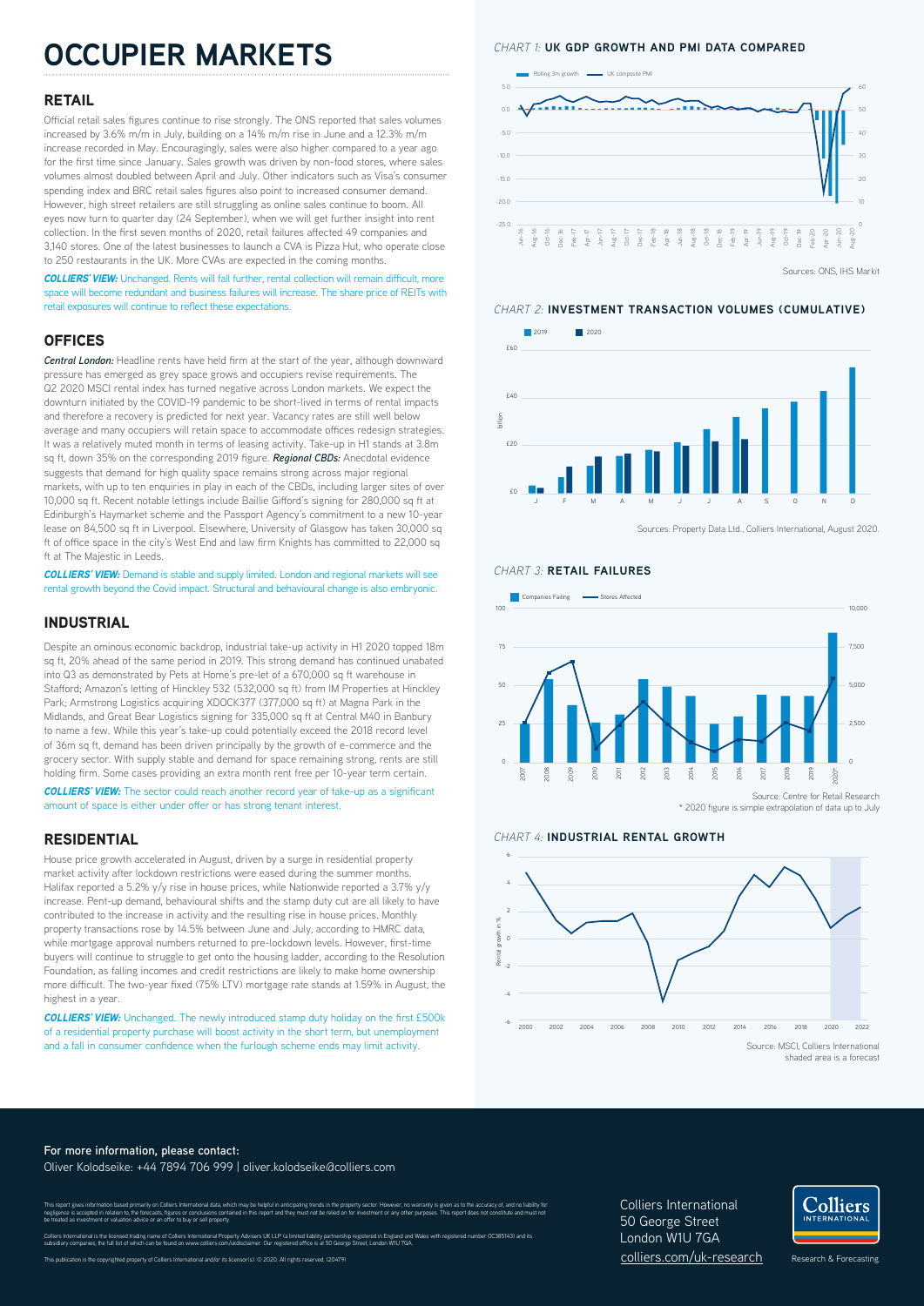# OCCUPIER MARKETS

## RETAIL

Official retail sales figures continue to rise strongly. The ONS reported that sales volumes increased by 3.6% m/m in July, building on a 14% m/m rise in June and a 12.3% m/m increase recorded in May. Encouragingly, sales were also higher compared to a year ago for the first time since January. Sales growth was driven by non-food stores, where sales volumes almost doubled between April and July. Other indicators such as Visa's consumer spending index and BRC retail sales figures also point to increased consumer demand. However, high street retailers are still struggling as online sales continue to boom. All eyes now turn to quarter day (24 September), when we will get further insight into rent collection. In the first seven months of 2020, retail failures affected 49 companies and 3,140 stores. One of the latest businesses to launch a CVA is Pizza Hut, who operate close to 250 restaurants in the UK. More CVAs are expected in the coming months.

***COLLIERS' VIEW:*** Unchanged. Rents will fall further, rental collection will remain difficult, more space will become redundant and business failures will increase. The share price of REITs with retail exposures will continue to reflect these expectations.

## OFFICES

***Central London:*** Headline rents have held firm at the start of the year, although downward pressure has emerged as grey space grows and occupiers revise requirements. The Q2 2020 MSCI rental index has turned negative across London markets. We expect the downturn initiated by the COVID-19 pandemic to be short-lived in terms of rental impacts and therefore a recovery is predicted for next year. Vacancy rates are still well below average and many occupiers will retain space to accommodate offices redesign strategies. It was a relatively muted month in terms of leasing activity. Take-up in H1 stands at 3.8m sq ft, down 35% on the corresponding 2019 figure. ***Regional CBDs:*** Anecdotal evidence suggests that demand for high quality space remains strong across major regional markets, with up to ten enquiries in play in each of the CBDs, including larger sites of over 10,000 sq ft. Recent notable lettings include Baillie Gifford's signing for 280,000 sq ft at Edinburgh's Haymarket scheme and the Passport Agency's commitment to a new 10-year lease on 84,500 sq ft in Liverpool. Elsewhere, University of Glasgow has taken 30,000 sq ft of office space in the city's West End and law firm Knights has committed to 22,000 sq ft at The Majestic in Leeds.

***COLLIERS' VIEW:*** Demand is stable and supply limited. London and regional markets will see rental growth beyond the Covid impact. Structural and behavioural change is also embryonic.

## INDUSTRIAL

Despite an ominous economic backdrop, industrial take-up activity in H1 2020 topped 18m sq ft, 20% ahead of the same period in 2019. This strong demand has continued unabated into Q3 as demonstrated by Pets at Home's pre-let of a 670,000 sq ft warehouse in Stafford; Amazon's letting of Hinckley 532 (532,000 sq ft) from IM Properties at Hinckley Park; Armstrong Logistics acquiring XDOCK377 (377,000 sq ft) at Magna Park in the Midlands, and Great Bear Logistics signing for 335,000 sq ft at Central M40 in Banbury to name a few. While this year's take-up could potentially exceed the 2018 record level of 36m sq ft, demand has been driven principally by the growth of e-commerce and the grocery sector. With supply stable and demand for space remaining strong, rents are still holding firm. Some cases providing an extra month rent free per 10-year term certain.

***COLLIERS' VIEW:*** The sector could reach another record year of take-up as a significant amount of space is either under offer or has strong tenant interest.

## RESIDENTIAL

House price growth accelerated in August, driven by a surge in residential property market activity after lockdown restrictions were eased during the summer months. Halifax reported a 5.2% y/y rise in house prices, while Nationwide reported a 3.7% y/y increase. Pent-up demand, behavioural shifts and the stamp duty cut are all likely to have contributed to the increase in activity and the resulting rise in house prices. Monthly property transactions rose by 14.5% between June and July, according to HMRC data, while mortgage approval numbers returned to pre-lockdown levels. However, first-time buyers will continue to struggle to get onto the housing ladder, according to the Resolution Foundation, as falling incomes and credit restrictions are likely to make home ownership more difficult. The two-year fixed (75% LTV) mortgage rate stands at 1.59% in August, the highest in a year.

***COLLIERS' VIEW:*** Unchanged. The newly introduced stamp duty holiday on the first £500k of a residential property purchase will boost activity in the short term, but unemployment and a fall in consumer confidence when the furlough scheme ends may limit activity.

*CHART 1:* **UK GDP GROWTH AND PMI DATA COMPARED**

Rolling 3m growth — UK composite PMI

Sources: ONS, IHS Markit

*CHART 2:* **INVESTMENT TRANSACTION VOLUMES (CUMULATIVE)**

2019 2020

billion

Sources: Property Data Ltd., Colliers International, August 2020.

*CHART 3:* **RETAIL FAILURES**

Companies Failing — Stores Affected

Source: Centre for Retail Research
\* 2020 figure is simple extrapolation of data up to July

*CHART 4:* **INDUSTRIAL RENTAL GROWTH**

Rental growth in %

Source: MSCI, Colliers International
shaded area is a forecast

**For more information, please contact:**
Oliver Kolodseike: +44 7894 706 999 | oliver.kolodseike@colliers.com

This report gives information based primarily on Colliers International data, which may be helpful in anticipating trends in the property sector. However, no warranty is given as to the accuracy of, and no liability for negligence is accepted in relation to, the forecasts, figures or conclusions contained in this report and they must not be relied on for investment or any other purposes. This report does not constitute and must not be treated as investment or valuation advice or an offer to buy or sell property.

Colliers International is the licensed trading name of Colliers International Property Advisers UK LLP (a limited liability partnership registered in England and Wales with registered number OC385143) and its subsidiary companies, the full list of which can be found on www.colliers.com/ukdisclaimer. Our registered office is at 50 George Street, London W1U 7GA.

This publication is the copyrighted property of Colliers International and/or its licensor(s). © 2020. All rights reserved. (20479)

Colliers International
50 George Street
London W1U 7GA
colliers.com/uk-research

Research & Forecasting